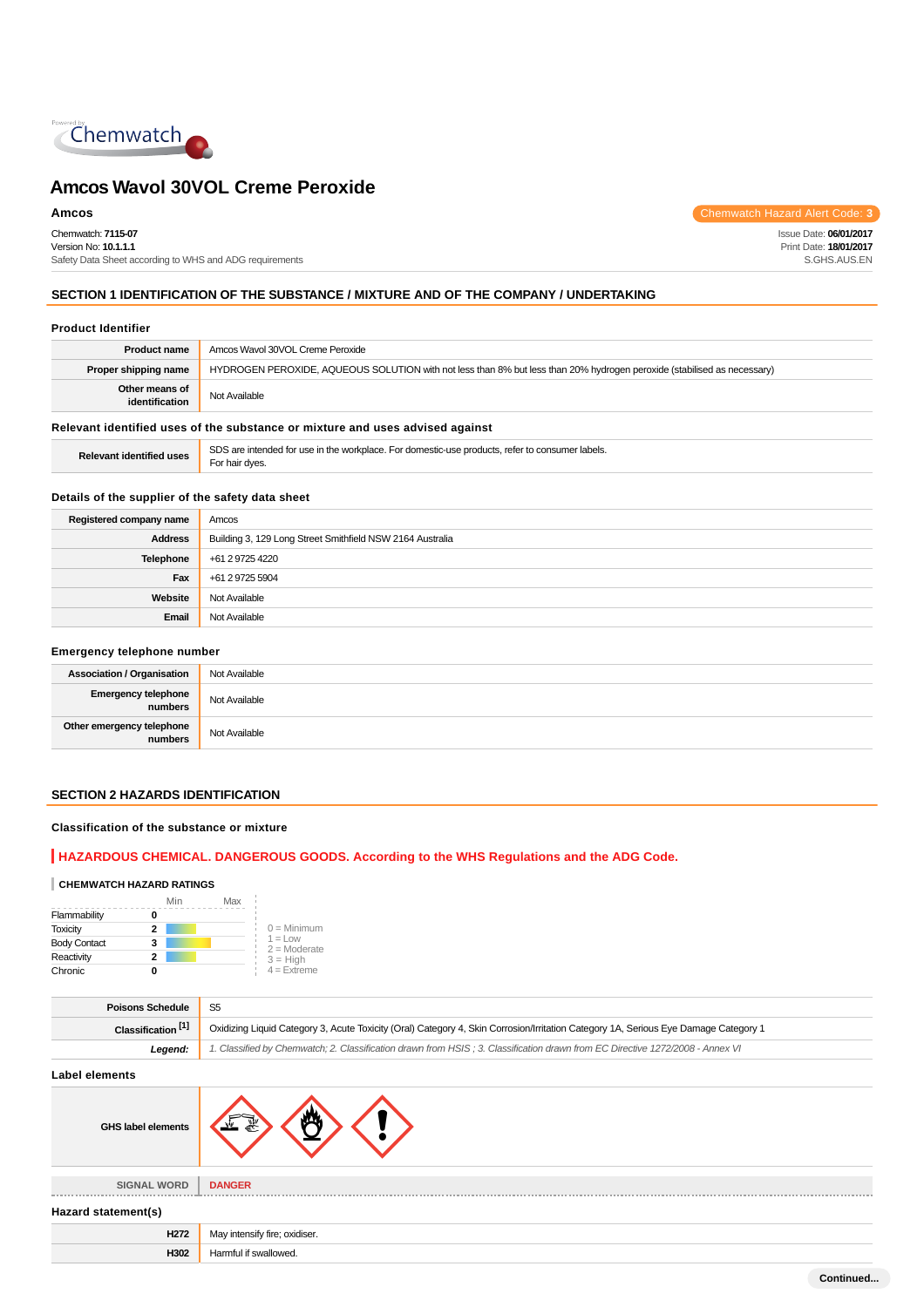# Amcos Wavol 30VOL Creme Peroxide

**Amcos**

Chemwatch Hazard Alert Code: 3

Chemwatch: **7115-07**
Version No: **10.1.1.1**
Safety Data Sheet according to WHS and ADG requirements

Issue Date: **06/01/2017**
Print Date: **18/01/2017**
S.GHS.AUS.EN

## SECTION 1 IDENTIFICATION OF THE SUBSTANCE / MIXTURE AND OF THE COMPANY / UNDERTAKING

### Product Identifier

| | |
|---|---|
| **Product name** | Amcos Wavol 30VOL Creme Peroxide |
| **Proper shipping name** | HYDROGEN PEROXIDE, AQUEOUS SOLUTION with not less than 8% but less than 20% hydrogen peroxide (stabilised as necessary) |
| **Other means of identification** | Not Available |

### Relevant identified uses of the substance or mixture and uses advised against

| | |
|---|---|
| **Relevant identified uses** | SDS are intended for use in the workplace. For domestic-use products, refer to consumer labels.<br>For hair dyes. |

### Details of the supplier of the safety data sheet

| | |
|---|---|
| **Registered company name** | Amcos |
| **Address** | Building 3, 129 Long Street Smithfield NSW 2164 Australia |
| **Telephone** | +61 2 9725 4220 |
| **Fax** | +61 2 9725 5904 |
| **Website** | Not Available |
| **Email** | Not Available |

### Emergency telephone number

| | |
|---|---|
| **Association / Organisation** | Not Available |
| **Emergency telephone numbers** | Not Available |
| **Other emergency telephone numbers** | Not Available |

## SECTION 2 HAZARDS IDENTIFICATION

### Classification of the substance or mixture

**HAZARDOUS CHEMICAL. DANGEROUS GOODS. According to the WHS Regulations and the ADG Code.**

**CHEMWATCH HAZARD RATINGS**

| | | Min | Max |
|---|---|---|---|
| Flammability | 0 | | |
| Toxicity | 2 | | |
| Body Contact | 3 | | |
| Reactivity | 2 | | |
| Chronic | 0 | | |

0 = Minimum
1 = Low
2 = Moderate
3 = High
4 = Extreme

| | |
|---|---|
| **Poisons Schedule** | S5 |
| **Classification [1]** | Oxidizing Liquid Category 3, Acute Toxicity (Oral) Category 4, Skin Corrosion/Irritation Category 1A, Serious Eye Damage Category 1 |
| ***Legend:*** | *1. Classified by Chemwatch; 2. Classification drawn from HSIS ; 3. Classification drawn from EC Directive 1272/2008 - Annex VI* |

### Label elements

| | |
|---|---|
| **GHS label elements** | |
| **SIGNAL WORD** | **DANGER** |

### Hazard statement(s)

| | |
|---|---|
| **H272** | May intensify fire; oxidiser. |
| **H302** | Harmful if swallowed. |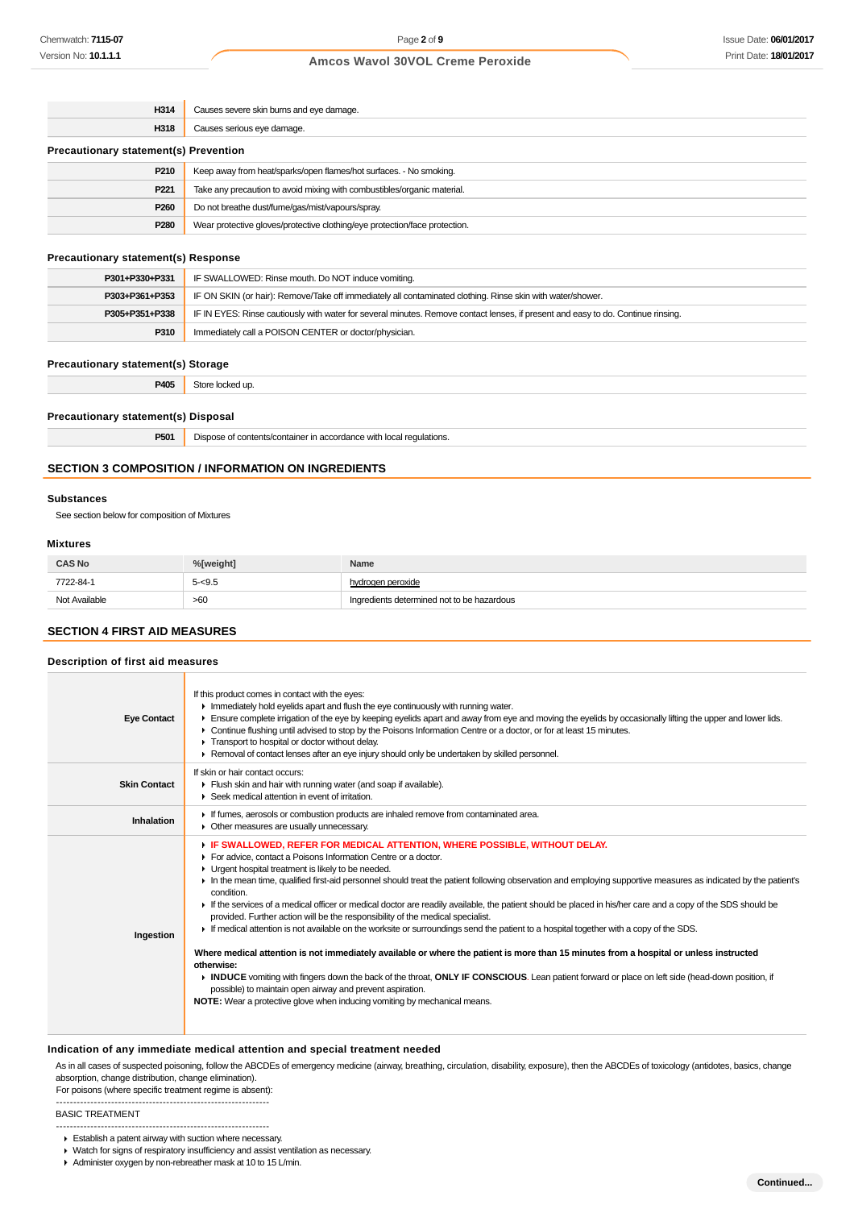| | |
|---|---|
| **H314** | Causes severe skin burns and eye damage. |
| **H318** | Causes serious eye damage. |

### Precautionary statement(s) Prevention

| | |
|---|---|
| **P210** | Keep away from heat/sparks/open flames/hot surfaces. - No smoking. |
| **P221** | Take any precaution to avoid mixing with combustibles/organic material. |
| **P260** | Do not breathe dust/fume/gas/mist/vapours/spray. |
| **P280** | Wear protective gloves/protective clothing/eye protection/face protection. |

### Precautionary statement(s) Response

| | |
|---|---|
| **P301+P330+P331** | IF SWALLOWED: Rinse mouth. Do NOT induce vomiting. |
| **P303+P361+P353** | IF ON SKIN (or hair): Remove/Take off immediately all contaminated clothing. Rinse skin with water/shower. |
| **P305+P351+P338** | IF IN EYES: Rinse cautiously with water for several minutes. Remove contact lenses, if present and easy to do. Continue rinsing. |
| **P310** | Immediately call a POISON CENTER or doctor/physician. |

### Precautionary statement(s) Storage

| | |
|---|---|
| **P405** | Store locked up. |

### Precautionary statement(s) Disposal

| | |
|---|---|
| **P501** | Dispose of contents/container in accordance with local regulations. |

## SECTION 3 COMPOSITION / INFORMATION ON INGREDIENTS

### Substances

See section below for composition of Mixtures

### Mixtures

| CAS No | %[weight] | Name |
|---|---|---|
| 7722-84-1 | 5-<9.5 | hydrogen peroxide |
| Not Available | >60 | Ingredients determined not to be hazardous |

## SECTION 4 FIRST AID MEASURES

### Description of first aid measures

| | |
|---|---|
| **Eye Contact** | If this product comes in contact with the eyes:<br>▸ Immediately hold eyelids apart and flush the eye continuously with running water.<br>▸ Ensure complete irrigation of the eye by keeping eyelids apart and away from eye and moving the eyelids by occasionally lifting the upper and lower lids.<br>▸ Continue flushing until advised to stop by the Poisons Information Centre or a doctor, or for at least 15 minutes.<br>▸ Transport to hospital or doctor without delay.<br>▸ Removal of contact lenses after an eye injury should only be undertaken by skilled personnel. |
| **Skin Contact** | If skin or hair contact occurs:<br>▸ Flush skin and hair with running water (and soap if available).<br>▸ Seek medical attention in event of irritation. |
| **Inhalation** | ▸ If fumes, aerosols or combustion products are inhaled remove from contaminated area.<br>▸ Other measures are usually unnecessary. |
| **Ingestion** | ▸ **IF SWALLOWED, REFER FOR MEDICAL ATTENTION, WHERE POSSIBLE, WITHOUT DELAY.**<br>▸ For advice, contact a Poisons Information Centre or a doctor.<br>▸ Urgent hospital treatment is likely to be needed.<br>▸ In the mean time, qualified first-aid personnel should treat the patient following observation and employing supportive measures as indicated by the patient's condition.<br>▸ If the services of a medical officer or medical doctor are readily available, the patient should be placed in his/her care and a copy of the SDS should be provided. Further action will be the responsibility of the medical specialist.<br>▸ If medical attention is not available on the worksite or surroundings send the patient to a hospital together with a copy of the SDS.<br><br>**Where medical attention is not immediately available or where the patient is more than 15 minutes from a hospital or unless instructed otherwise:**<br>▸ **INDUCE** vomiting with fingers down the back of the throat, **ONLY IF CONSCIOUS**. Lean patient forward or place on left side (head-down position, if possible) to maintain open airway and prevent aspiration.<br>**NOTE:** Wear a protective glove when inducing vomiting by mechanical means. |

### Indication of any immediate medical attention and special treatment needed

As in all cases of suspected poisoning, follow the ABCDEs of emergency medicine (airway, breathing, circulation, disability, exposure), then the ABCDEs of toxicology (antidotes, basics, change absorption, change distribution, change elimination).
For poisons (where specific treatment regime is absent):

--------------------------------------------------------------

BASIC TREATMENT

--------------------------------------------------------------

- Establish a patent airway with suction where necessary.
- Watch for signs of respiratory insufficiency and assist ventilation as necessary.
- Administer oxygen by non-rebreather mask at 10 to 15 L/min.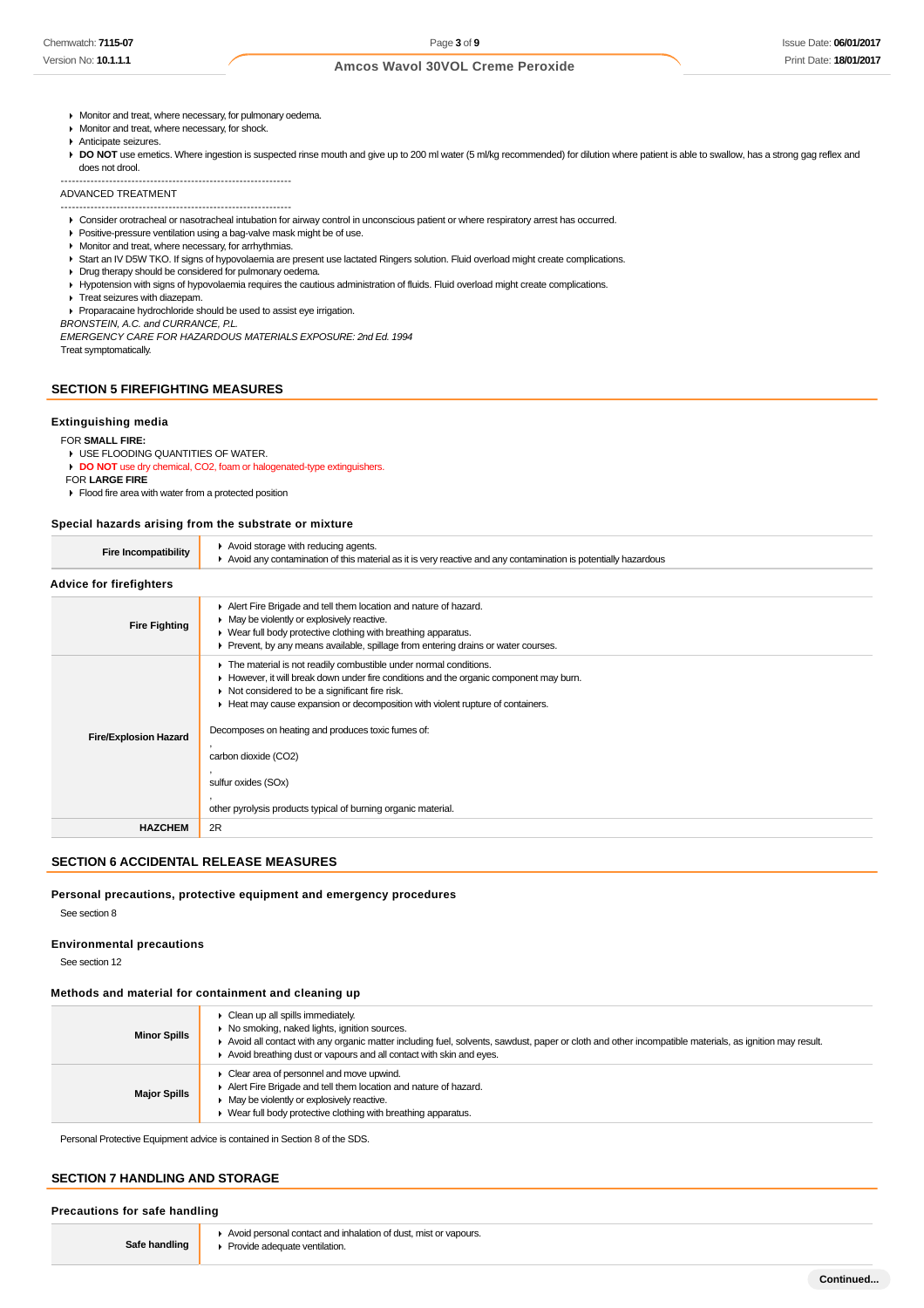- Monitor and treat, where necessary, for pulmonary oedema.
- Monitor and treat, where necessary, for shock.
- Anticipate seizures.
- **DO NOT** use emetics. Where ingestion is suspected rinse mouth and give up to 200 ml water (5 ml/kg recommended) for dilution where patient is able to swallow, has a strong gag reflex and does not drool.

--------------------------------------------------------------

ADVANCED TREATMENT

--------------------------------------------------------------

- Consider orotracheal or nasotracheal intubation for airway control in unconscious patient or where respiratory arrest has occurred.
- Positive-pressure ventilation using a bag-valve mask might be of use.
- Monitor and treat, where necessary, for arrhythmias.
- Start an IV D5W TKO. If signs of hypovolaemia are present use lactated Ringers solution. Fluid overload might create complications.
- Drug therapy should be considered for pulmonary oedema.
- Hypotension with signs of hypovolaemia requires the cautious administration of fluids. Fluid overload might create complications.
- Treat seizures with diazepam.
- Proparacaine hydrochloride should be used to assist eye irrigation.

*BRONSTEIN, A.C. and CURRANCE, P.L.*

*EMERGENCY CARE FOR HAZARDOUS MATERIALS EXPOSURE: 2nd Ed. 1994*

Treat symptomatically.

## SECTION 5 FIREFIGHTING MEASURES

### Extinguishing media

FOR **SMALL FIRE:**

- USE FLOODING QUANTITIES OF WATER.
- **DO NOT** use dry chemical, $CO_2$, foam or halogenated-type extinguishers.

FOR **LARGE FIRE**

- Flood fire area with water from a protected position

### Special hazards arising from the substrate or mixture

| | |
|---|---|
| **Fire Incompatibility** | Avoid storage with reducing agents.<br>Avoid any contamination of this material as it is very reactive and any contamination is potentially hazardous |

### Advice for firefighters

| | |
|---|---|
| **Fire Fighting** | Alert Fire Brigade and tell them location and nature of hazard.<br>May be violently or explosively reactive.<br>Wear full body protective clothing with breathing apparatus.<br>Prevent, by any means available, spillage from entering drains or water courses. |
| **Fire/Explosion Hazard** | The material is not readily combustible under normal conditions.<br>However, it will break down under fire conditions and the organic component may burn.<br>Not considered to be a significant fire risk.<br>Heat may cause expansion or decomposition with violent rupture of containers.<br><br>Decomposes on heating and produces toxic fumes of:<br>,<br>carbon dioxide ($CO_2$)<br>,<br>sulfur oxides (SOx)<br>,<br>other pyrolysis products typical of burning organic material. |
| **HAZCHEM** | 2R |

## SECTION 6 ACCIDENTAL RELEASE MEASURES

### Personal precautions, protective equipment and emergency procedures

See section 8

### Environmental precautions

See section 12

### Methods and material for containment and cleaning up

| | |
|---|---|
| **Minor Spills** | Clean up all spills immediately.<br>No smoking, naked lights, ignition sources.<br>Avoid all contact with any organic matter including fuel, solvents, sawdust, paper or cloth and other incompatible materials, as ignition may result.<br>Avoid breathing dust or vapours and all contact with skin and eyes. |
| **Major Spills** | Clear area of personnel and move upwind.<br>Alert Fire Brigade and tell them location and nature of hazard.<br>May be violently or explosively reactive.<br>Wear full body protective clothing with breathing apparatus. |

Personal Protective Equipment advice is contained in Section 8 of the SDS.

## SECTION 7 HANDLING AND STORAGE

### Precautions for safe handling

| | |
|---|---|
| **Safe handling** | Avoid personal contact and inhalation of dust, mist or vapours.<br>Provide adequate ventilation. |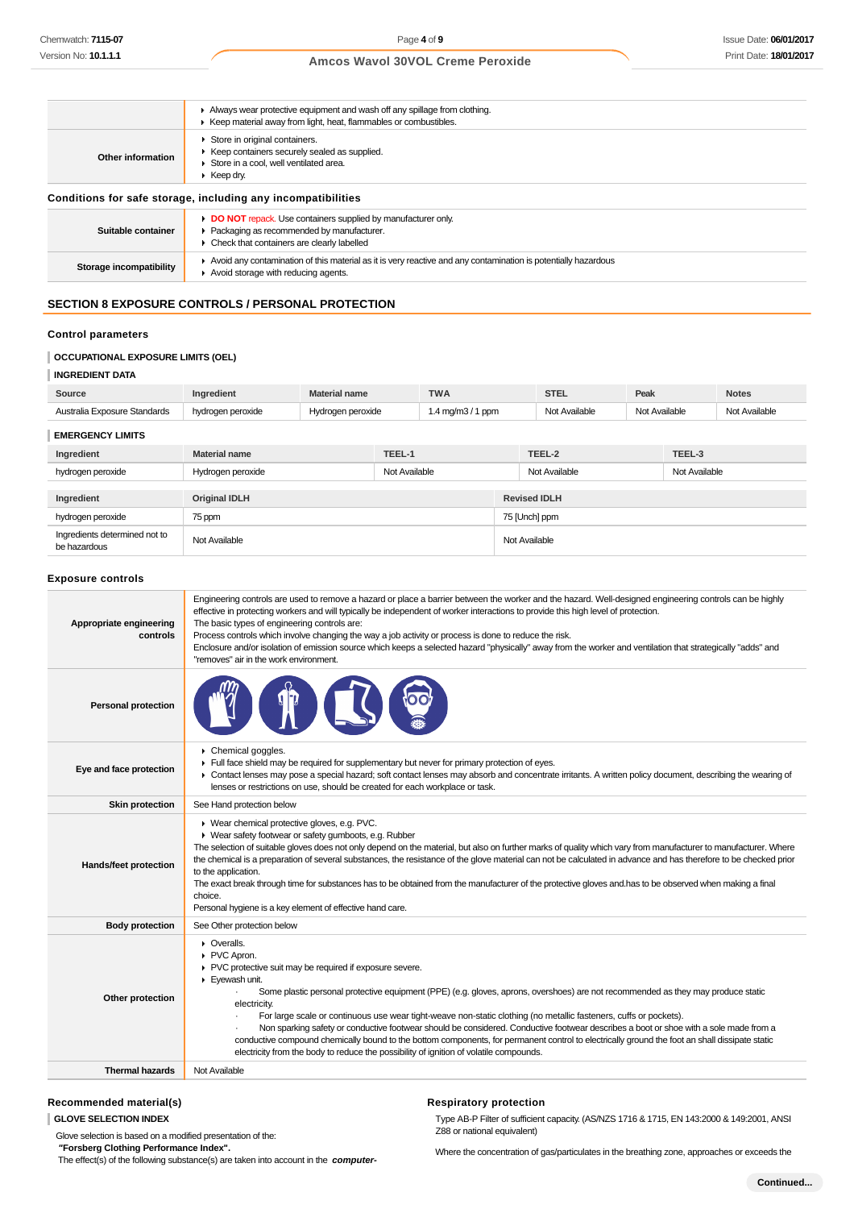|  |  |
|---|---|
|  | ▸ Always wear protective equipment and wash off any spillage from clothing.<br>▸ Keep material away from light, heat, flammables or combustibles. |
| **Other information** | ▸ Store in original containers.<br>▸ Keep containers securely sealed as supplied.<br>▸ Store in a cool, well ventilated area.<br>▸ Keep dry. |

### Conditions for safe storage, including any incompatibilities

|  |  |
|---|---|
| **Suitable container** | ▸ **DO NOT** repack. Use containers supplied by manufacturer only.<br>▸ Packaging as recommended by manufacturer.<br>▸ Check that containers are clearly labelled |
| **Storage incompatibility** | ▸ Avoid any contamination of this material as it is very reactive and any contamination is potentially hazardous<br>▸ Avoid storage with reducing agents. |

## SECTION 8 EXPOSURE CONTROLS / PERSONAL PROTECTION

### Control parameters

**OCCUPATIONAL EXPOSURE LIMITS (OEL)**

**INGREDIENT DATA**

| Source | Ingredient | Material name | TWA | STEL | Peak | Notes |
|---|---|---|---|---|---|---|
| Australia Exposure Standards | hydrogen peroxide | Hydrogen peroxide | 1.4 mg/m3 / 1 ppm | Not Available | Not Available | Not Available |

**EMERGENCY LIMITS**

| Ingredient | Material name | TEEL-1 | TEEL-2 | TEEL-3 |
|---|---|---|---|---|
| hydrogen peroxide | Hydrogen peroxide | Not Available | Not Available | Not Available |

| Ingredient | Original IDLH | Revised IDLH |
|---|---|---|
| hydrogen peroxide | 75 ppm | 75 [Unch] ppm |
| Ingredients determined not to be hazardous | Not Available | Not Available |

### Exposure controls

|  |  |
|---|---|
| **Appropriate engineering controls** | Engineering controls are used to remove a hazard or place a barrier between the worker and the hazard. Well-designed engineering controls can be highly effective in protecting workers and will typically be independent of worker interactions to provide this high level of protection.<br>The basic types of engineering controls are:<br>Process controls which involve changing the way a job activity or process is done to reduce the risk.<br>Enclosure and/or isolation of emission source which keeps a selected hazard "physically" away from the worker and ventilation that strategically "adds" and "removes" air in the work environment. |
| **Personal protection** |  |
| **Eye and face protection** | ▸ Chemical goggles.<br>▸ Full face shield may be required for supplementary but never for primary protection of eyes.<br>▸ Contact lenses may pose a special hazard; soft contact lenses may absorb and concentrate irritants. A written policy document, describing the wearing of lenses or restrictions on use, should be created for each workplace or task. |
| **Skin protection** | See Hand protection below |
| **Hands/feet protection** | ▸ Wear chemical protective gloves, e.g. PVC.<br>▸ Wear safety footwear or safety gumboots, e.g. Rubber<br>The selection of suitable gloves does not only depend on the material, but also on further marks of quality which vary from manufacturer to manufacturer. Where the chemical is a preparation of several substances, the resistance of the glove material can not be calculated in advance and has therefore to be checked prior to the application.<br>The exact break through time for substances has to be obtained from the manufacturer of the protective gloves and.has to be observed when making a final choice.<br>Personal hygiene is a key element of effective hand care. |
| **Body protection** | See Other protection below |
| **Other protection** | ▸ Overalls.<br>▸ PVC Apron.<br>▸ PVC protective suit may be required if exposure severe.<br>▸ Eyewash unit.<br>· Some plastic personal protective equipment (PPE) (e.g. gloves, aprons, overshoes) are not recommended as they may produce static electricity.<br>· For large scale or continuous use wear tight-weave non-static clothing (no metallic fasteners, cuffs or pockets).<br>· Non sparking safety or conductive footwear should be considered. Conductive footwear describes a boot or shoe with a sole made from a conductive compound chemically bound to the bottom components, for permanent control to electrically ground the foot an shall dissipate static electricity from the body to reduce the possibility of ignition of volatile compounds. |
| **Thermal hazards** | Not Available |

### Recommended material(s)

**GLOVE SELECTION INDEX**

Glove selection is based on a modified presentation of the:
**"Forsberg Clothing Performance Index".**
The effect(s) of the following substance(s) are taken into account in the ***computer-***

### Respiratory protection

Type AB-P Filter of sufficient capacity. (AS/NZS 1716 & 1715, EN 143:2000 & 149:2001, ANSI Z88 or national equivalent)

Where the concentration of gas/particulates in the breathing zone, approaches or exceeds the

**Continued...**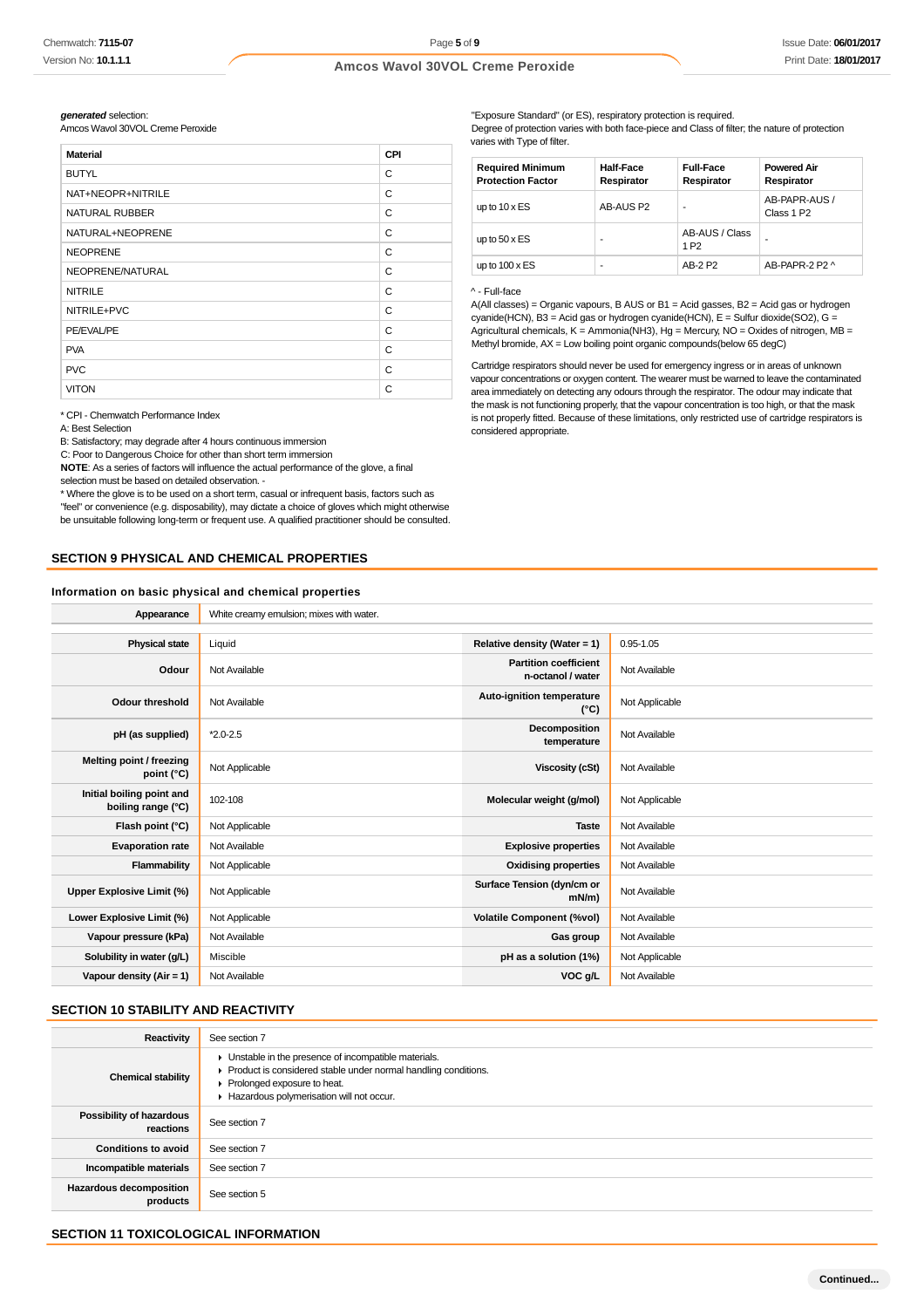***generated*** selection:
Amcos Wavol 30VOL Creme Peroxide

| Material | CPI |
|---|---|
| BUTYL | C |
| NAT+NEOPR+NITRILE | C |
| NATURAL RUBBER | C |
| NATURAL+NEOPRENE | C |
| NEOPRENE | C |
| NEOPRENE/NATURAL | C |
| NITRILE | C |
| NITRILE+PVC | C |
| PE/EVAL/PE | C |
| PVA | C |
| PVC | C |
| VITON | C |

* CPI - Chemwatch Performance Index
A: Best Selection
B: Satisfactory; may degrade after 4 hours continuous immersion
C: Poor to Dangerous Choice for other than short term immersion
**NOTE**: As a series of factors will influence the actual performance of the glove, a final selection must be based on detailed observation. -
* Where the glove is to be used on a short term, casual or infrequent basis, factors such as "feel" or convenience (e.g. disposability), may dictate a choice of gloves which might otherwise be unsuitable following long-term or frequent use. A qualified practitioner should be consulted.

"Exposure Standard" (or ES), respiratory protection is required.
Degree of protection varies with both face-piece and Class of filter; the nature of protection varies with Type of filter.

| Required Minimum Protection Factor | Half-Face Respirator | Full-Face Respirator | Powered Air Respirator |
|---|---|---|---|
| up to 10 x ES | AB-AUS P2 | - | AB-PAPR-AUS / Class 1 P2 |
| up to 50 x ES | - | AB-AUS / Class 1 P2 | - |
| up to 100 x ES | - | AB-2 P2 | AB-PAPR-2 P2 ^ |

^ - Full-face
A(All classes) = Organic vapours, B AUS or B1 = Acid gasses, B2 = Acid gas or hydrogen cyanide(HCN), B3 = Acid gas or hydrogen cyanide(HCN), E = Sulfur dioxide(SO2), G = Agricultural chemicals, K = Ammonia(NH3), Hg = Mercury, NO = Oxides of nitrogen, MB = Methyl bromide, AX = Low boiling point organic compounds(below 65 degC)

Cartridge respirators should never be used for emergency ingress or in areas of unknown vapour concentrations or oxygen content. The wearer must be warned to leave the contaminated area immediately on detecting any odours through the respirator. The odour may indicate that the mask is not functioning properly, that the vapour concentration is too high, or that the mask is not properly fitted. Because of these limitations, only restricted use of cartridge respirators is considered appropriate.

## SECTION 9 PHYSICAL AND CHEMICAL PROPERTIES

### Information on basic physical and chemical properties

| Appearance | White creamy emulsion; mixes with water. | | |
|---|---|---|---|
| Physical state | Liquid | Relative density (Water = 1) | 0.95-1.05 |
| Odour | Not Available | Partition coefficient n-octanol / water | Not Available |
| Odour threshold | Not Available | Auto-ignition temperature (°C) | Not Applicable |
| pH (as supplied) | *2.0-2.5 | Decomposition temperature | Not Available |
| Melting point / freezing point (°C) | Not Applicable | Viscosity (cSt) | Not Available |
| Initial boiling point and boiling range (°C) | 102-108 | Molecular weight (g/mol) | Not Applicable |
| Flash point (°C) | Not Applicable | Taste | Not Available |
| Evaporation rate | Not Available | Explosive properties | Not Available |
| Flammability | Not Applicable | Oxidising properties | Not Available |
| Upper Explosive Limit (%) | Not Applicable | Surface Tension (dyn/cm or mN/m) | Not Available |
| Lower Explosive Limit (%) | Not Applicable | Volatile Component (%vol) | Not Available |
| Vapour pressure (kPa) | Not Available | Gas group | Not Available |
| Solubility in water (g/L) | Miscible | pH as a solution (1%) | Not Applicable |
| Vapour density (Air = 1) | Not Available | VOC g/L | Not Available |

## SECTION 10 STABILITY AND REACTIVITY

| Reactivity | See section 7 |
|---|---|
| Chemical stability | Unstable in the presence of incompatible materials.<br>Product is considered stable under normal handling conditions.<br>Prolonged exposure to heat.<br>Hazardous polymerisation will not occur. |
| Possibility of hazardous reactions | See section 7 |
| Conditions to avoid | See section 7 |
| Incompatible materials | See section 7 |
| Hazardous decomposition products | See section 5 |

## SECTION 11 TOXICOLOGICAL INFORMATION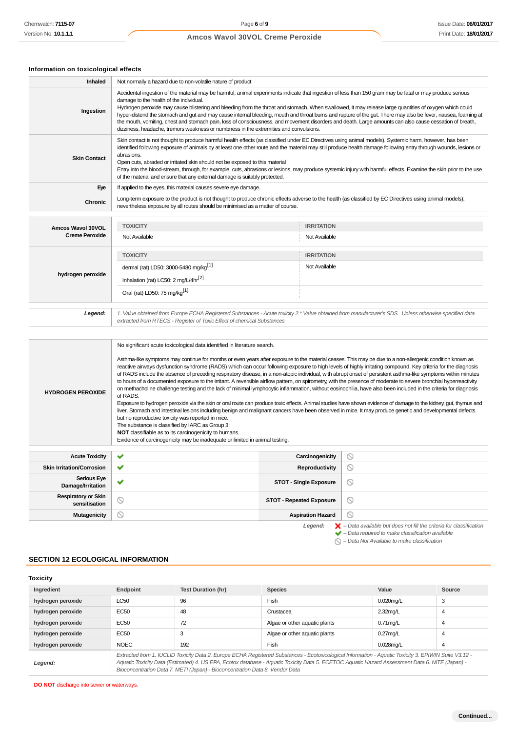### Information on toxicological effects

| | |
|---|---|
| **Inhaled** | Not normally a hazard due to non-volatile nature of product |
| **Ingestion** | Accidental ingestion of the material may be harmful; animal experiments indicate that ingestion of less than 150 gram may be fatal or may produce serious damage to the health of the individual.<br>Hydrogen peroxide may cause blistering and bleeding from the throat and stomach. When swallowed, it may release large quantities of oxygen which could hyper-distend the stomach and gut and may cause internal bleeding, mouth and throat burns and rupture of the gut. There may also be fever, nausea, foaming at the mouth, vomiting, chest and stomach pain, loss of consciousness, and movement disorders and death. Large amounts can also cause cessation of breath, dizziness, headache, tremors weakness or numbness in the extremities and convulsions. |
| **Skin Contact** | Skin contact is not thought to produce harmful health effects (as classified under EC Directives using animal models). Systemic harm, however, has been identified following exposure of animals by at least one other route and the material may still produce health damage following entry through wounds, lesions or abrasions.<br>Open cuts, abraded or irritated skin should not be exposed to this material<br>Entry into the blood-stream, through, for example, cuts, abrasions or lesions, may produce systemic injury with harmful effects. Examine the skin prior to the use of the material and ensure that any external damage is suitably protected. |
| **Eye** | If applied to the eyes, this material causes severe eye damage. |
| **Chronic** | Long-term exposure to the product is not thought to produce chronic effects adverse to the health (as classified by EC Directives using animal models); nevertheless exposure by all routes should be minimised as a matter of course. |

| | TOXICITY | IRRITATION |
|---|---|---|
| **Amcos Wavol 30VOL Creme Peroxide** | Not Available | Not Available |
| **hydrogen peroxide** | **TOXICITY** | **IRRITATION** |
| | dermal (rat) LD50: 3000-5480 mg/kg[1] | Not Available |
| | Inhalation (rat) LC50: 2 mg/L/4hr[2] | |
| | Oral (rat) LD50: 75 mg/kg[1] | |
| ***Legend:*** | *1. Value obtained from Europe ECHA Registered Substances - Acute toxicity 2.\* Value obtained from manufacturer's SDS. Unless otherwise specified data extracted from RTECS - Register of Toxic Effect of chemical Substances* | |

| | |
|---|---|
| **HYDROGEN PEROXIDE** | No significant acute toxicological data identified in literature search.<br><br>Asthma-like symptoms may continue for months or even years after exposure to the material ceases. This may be due to a non-allergenic condition known as reactive airways dysfunction syndrome (RADS) which can occur following exposure to high levels of highly irritating compound. Key criteria for the diagnosis of RADS include the absence of preceding respiratory disease, in a non-atopic individual, with abrupt onset of persistent asthma-like symptoms within minutes to hours of a documented exposure to the irritant. A reversible airflow pattern, on spirometry, with the presence of moderate to severe bronchial hyperreactivity on methacholine challenge testing and the lack of minimal lymphocytic inflammation, without eosinophilia, have also been included in the criteria for diagnosis of RADS.<br>Exposure to hydrogen peroxide via the skin or oral route can produce toxic effects. Animal studies have shown evidence of damage to the kidney, gut, thymus and liver. Stomach and intestinal lesions including benign and malignant cancers have been observed in mice. It may produce genetic and developmental defects but no reproductive toxicity was reported in mice.<br>The substance is classified by IARC as Group 3:<br>**NOT** classifiable as to its carcinogenicity to humans.<br>Evidence of carcinogenicity may be inadequate or limited in animal testing. |

| | | | |
|---|---|---|---|
| **Acute Toxicity** | ✔ | **Carcinogenicity** | ⊘ |
| **Skin Irritation/Corrosion** | ✔ | **Reproductivity** | ⊘ |
| **Serious Eye Damage/Irritation** | ✔ | **STOT - Single Exposure** | ⊘ |
| **Respiratory or Skin sensitisation** | ⊘ | **STOT - Repeated Exposure** | ⊘ |
| **Mutagenicity** | ⊘ | **Aspiration Hazard** | ⊘ |

***Legend:*** ✘ *– Data available but does not fill the criteria for classification*
✔ *– Data required to make classification available*
⊘ *– Data Not Available to make classification*

## SECTION 12 ECOLOGICAL INFORMATION

### Toxicity

| Ingredient | Endpoint | Test Duration (hr) | Species | Value | Source |
|---|---|---|---|---|---|
| **hydrogen peroxide** | LC50 | 96 | Fish | 0.020mg/L | 3 |
| **hydrogen peroxide** | EC50 | 48 | Crustacea | 2.32mg/L | 4 |
| **hydrogen peroxide** | EC50 | 72 | Algae or other aquatic plants | 0.71mg/L | 4 |
| **hydrogen peroxide** | EC50 | 3 | Algae or other aquatic plants | 0.27mg/L | 4 |
| **hydrogen peroxide** | NOEC | 192 | Fish | 0.028mg/L | 4 |
| ***Legend:*** | *Extracted from 1. IUCLID Toxicity Data 2. Europe ECHA Registered Substances - Ecotoxicological Information - Aquatic Toxicity 3. EPIWIN Suite V3.12 - Aquatic Toxicity Data (Estimated) 4. US EPA, Ecotox database - Aquatic Toxicity Data 5. ECETOC Aquatic Hazard Assessment Data 6. NITE (Japan) - Bioconcentration Data 7. METI (Japan) - Bioconcentration Data 8. Vendor Data* | | | | |

**DO NOT** discharge into sewer or waterways.

Continued...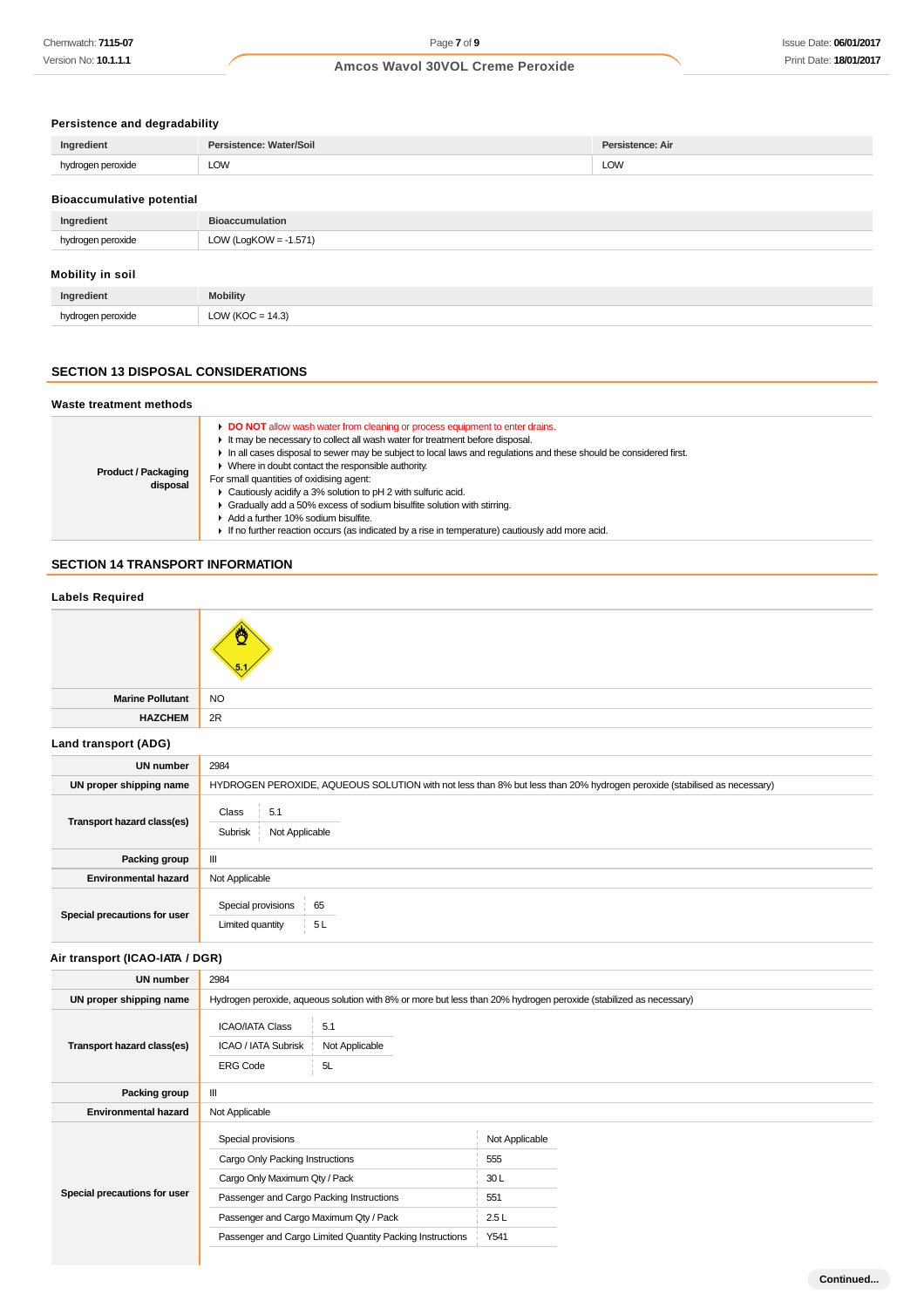### Persistence and degradability

| Ingredient | Persistence: Water/Soil | Persistence: Air |
|---|---|---|
| hydrogen peroxide | LOW | LOW |

### Bioaccumulative potential

| Ingredient | Bioaccumulation |
|---|---|
| hydrogen peroxide | LOW (LogKOW = -1.571) |

### Mobility in soil

| Ingredient | Mobility |
|---|---|
| hydrogen peroxide | LOW (KOC = 14.3) |

## SECTION 13 DISPOSAL CONSIDERATIONS

### Waste treatment methods

**Product / Packaging disposal**

- **DO NOT** allow wash water from cleaning or process equipment to enter drains.
- It may be necessary to collect all wash water for treatment before disposal.
- In all cases disposal to sewer may be subject to local laws and regulations and these should be considered first.
- Where in doubt contact the responsible authority.

For small quantities of oxidising agent:

- Cautiously acidify a 3% solution to pH 2 with sulfuric acid.
- Gradually add a 50% excess of sodium bisulfite solution with stirring.
- Add a further 10% sodium bisulfite.
- If no further reaction occurs (as indicated by a rise in temperature) cautiously add more acid.

## SECTION 14 TRANSPORT INFORMATION

### Labels Required

| | |
|---|---|
| | 5.1 |
| **Marine Pollutant** | NO |
| **HAZCHEM** | 2R |

### Land transport (ADG)

| | |
|---|---|
| **UN number** | 2984 |
| **UN proper shipping name** | HYDROGEN PEROXIDE, AQUEOUS SOLUTION with not less than 8% but less than 20% hydrogen peroxide (stabilised as necessary) |
| **Transport hazard class(es)** | Class: 5.1; Subrisk: Not Applicable |
| **Packing group** | III |
| **Environmental hazard** | Not Applicable |
| **Special precautions for user** | Special provisions: 65; Limited quantity: 5 L |

### Air transport (ICAO-IATA / DGR)

| | |
|---|---|
| **UN number** | 2984 |
| **UN proper shipping name** | Hydrogen peroxide, aqueous solution with 8% or more but less than 20% hydrogen peroxide (stabilized as necessary) |
| **Transport hazard class(es)** | ICAO/IATA Class: 5.1; ICAO / IATA Subrisk: Not Applicable; ERG Code: 5L |
| **Packing group** | III |
| **Environmental hazard** | Not Applicable |
| **Special precautions for user** | Special provisions: Not Applicable; Cargo Only Packing Instructions: 555; Cargo Only Maximum Qty / Pack: 30 L; Passenger and Cargo Packing Instructions: 551; Passenger and Cargo Maximum Qty / Pack: 2.5 L; Passenger and Cargo Limited Quantity Packing Instructions: Y541 |

Continued...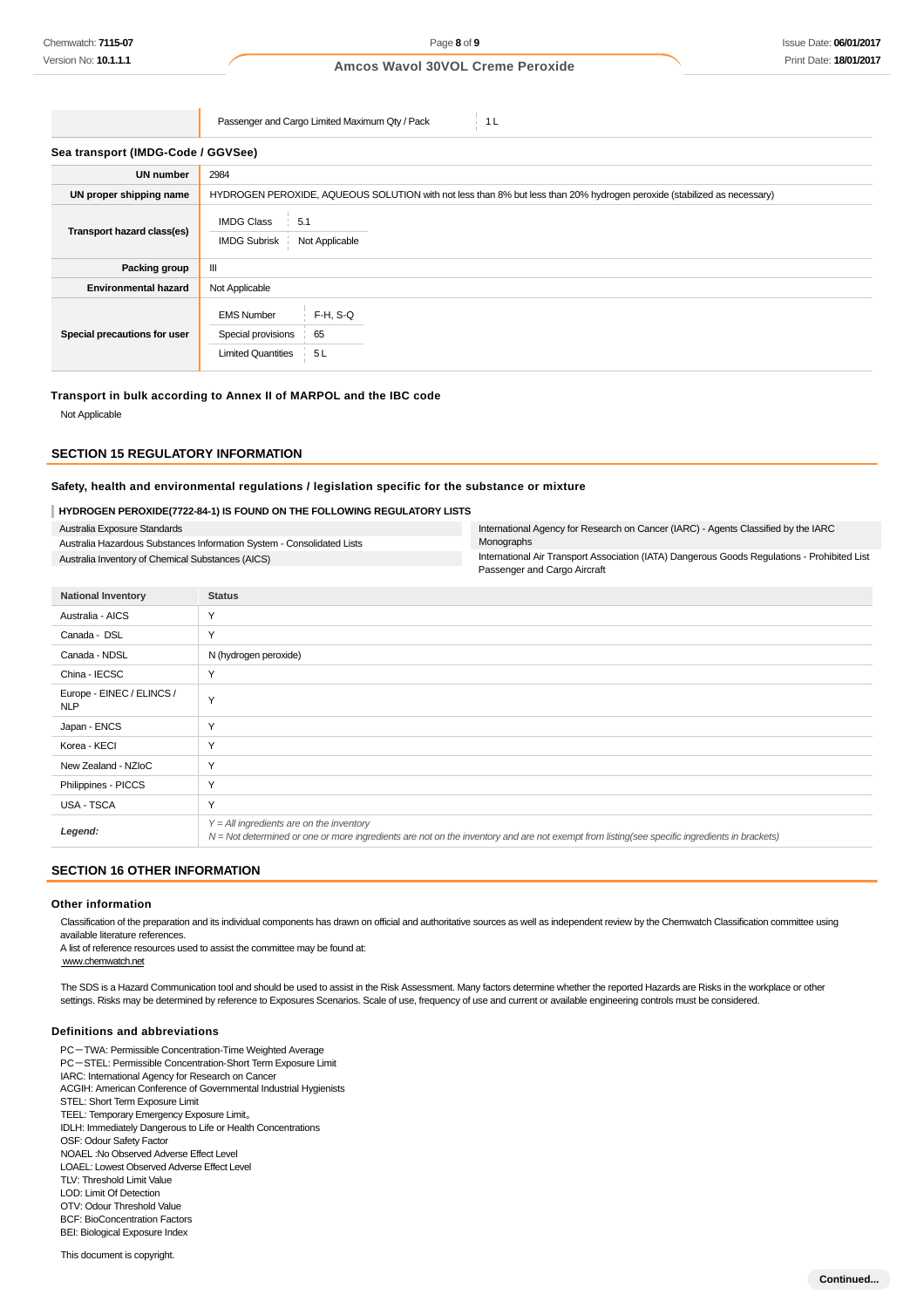| | | |
|---|---|---|
| | Passenger and Cargo Limited Maximum Qty / Pack | 1 L |

### Sea transport (IMDG-Code / GGVSee)

| | |
|---|---|
| **UN number** | 2984 |
| **UN proper shipping name** | HYDROGEN PEROXIDE, AQUEOUS SOLUTION with not less than 8% but less than 20% hydrogen peroxide (stabilized as necessary) |
| **Transport hazard class(es)** | IMDG Class: 5.1<br>IMDG Subrisk: Not Applicable |
| **Packing group** | III |
| **Environmental hazard** | Not Applicable |
| **Special precautions for user** | EMS Number: F-H, S-Q<br>Special provisions: 65<br>Limited Quantities: 5 L |

### Transport in bulk according to Annex II of MARPOL and the IBC code

Not Applicable

## SECTION 15 REGULATORY INFORMATION

### Safety, health and environmental regulations / legislation specific for the substance or mixture

**HYDROGEN PEROXIDE(7722-84-1) IS FOUND ON THE FOLLOWING REGULATORY LISTS**

| | |
|---|---|
| Australia Exposure Standards | International Agency for Research on Cancer (IARC) - Agents Classified by the IARC Monographs |
| Australia Hazardous Substances Information System - Consolidated Lists | International Air Transport Association (IATA) Dangerous Goods Regulations - Prohibited List Passenger and Cargo Aircraft |
| Australia Inventory of Chemical Substances (AICS) | |

| National Inventory | Status |
|---|---|
| Australia - AICS | Y |
| Canada - DSL | Y |
| Canada - NDSL | N (hydrogen peroxide) |
| China - IECSC | Y |
| Europe - EINEC / ELINCS / NLP | Y |
| Japan - ENCS | Y |
| Korea - KECI | Y |
| New Zealand - NZIoC | Y |
| Philippines - PICCS | Y |
| USA - TSCA | Y |
| ***Legend:*** | *Y = All ingredients are on the inventory*<br>*N = Not determined or one or more ingredients are not on the inventory and are not exempt from listing(see specific ingredients in brackets)* |

## SECTION 16 OTHER INFORMATION

### Other information

Classification of the preparation and its individual components has drawn on official and authoritative sources as well as independent review by the Chemwatch Classification committee using available literature references.
A list of reference resources used to assist the committee may be found at:
www.chemwatch.net

The SDS is a Hazard Communication tool and should be used to assist in the Risk Assessment. Many factors determine whether the reported Hazards are Risks in the workplace or other settings. Risks may be determined by reference to Exposures Scenarios. Scale of use, frequency of use and current or available engineering controls must be considered.

### Definitions and abbreviations

PC－TWA: Permissible Concentration-Time Weighted Average
PC－STEL: Permissible Concentration-Short Term Exposure Limit
IARC: International Agency for Research on Cancer
ACGIH: American Conference of Governmental Industrial Hygienists
STEL: Short Term Exposure Limit
TEEL: Temporary Emergency Exposure Limit。
IDLH: Immediately Dangerous to Life or Health Concentrations
OSF: Odour Safety Factor
NOAEL :No Observed Adverse Effect Level
LOAEL: Lowest Observed Adverse Effect Level
TLV: Threshold Limit Value
LOD: Limit Of Detection
OTV: Odour Threshold Value
BCF: BioConcentration Factors
BEI: Biological Exposure Index

This document is copyright.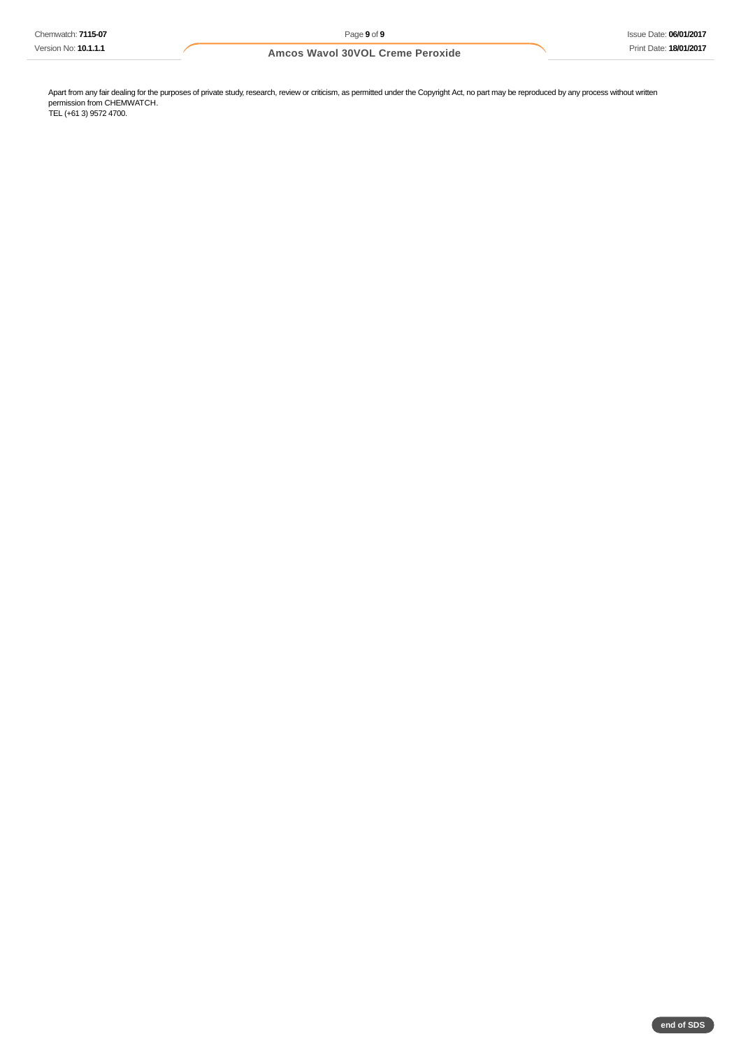Apart from any fair dealing for the purposes of private study, research, review or criticism, as permitted under the Copyright Act, no part may be reproduced by any process without written permission from CHEMWATCH.
TEL (+61 3) 9572 4700.

**end of SDS**